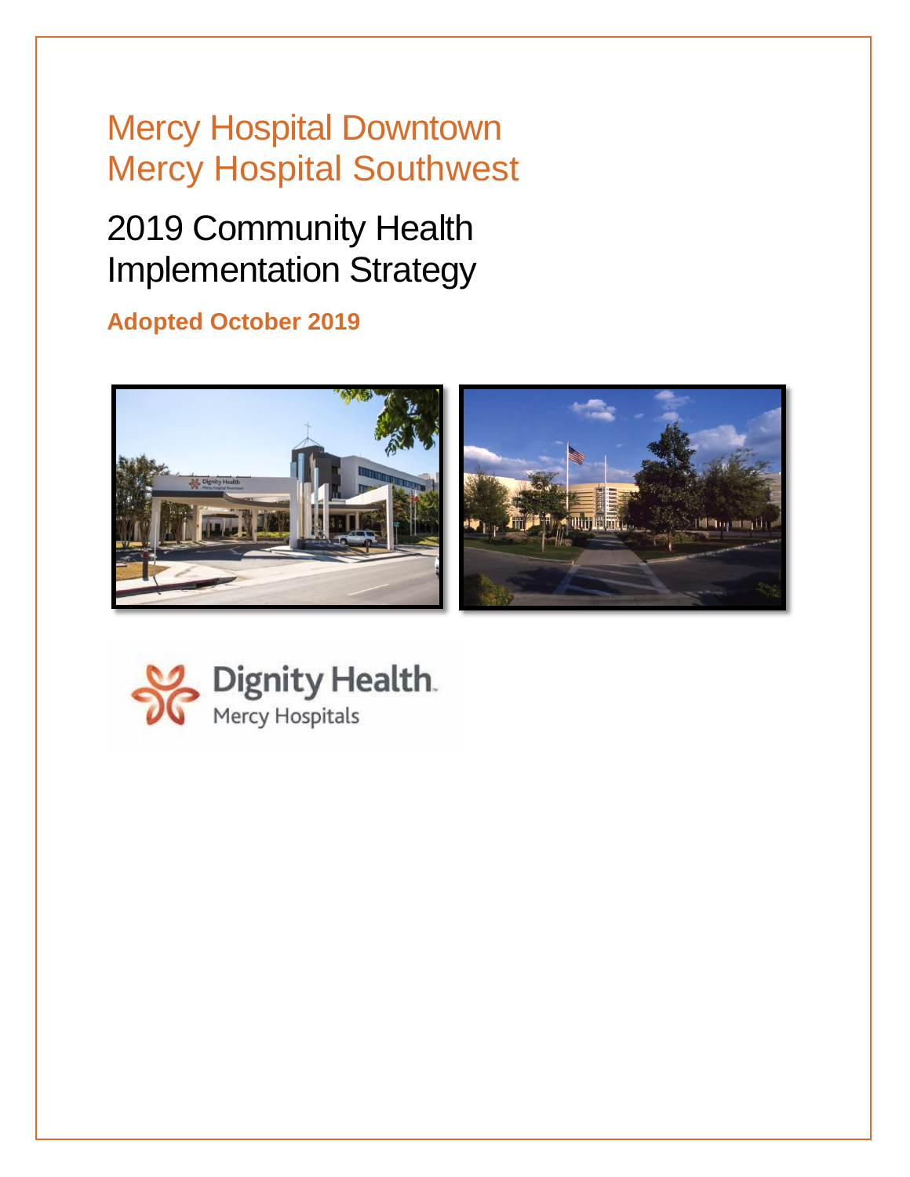# Mercy Hospital Downtown
# Mercy Hospital Southwest

## 2019 Community Health Implementation Strategy

**Adopted October 2019**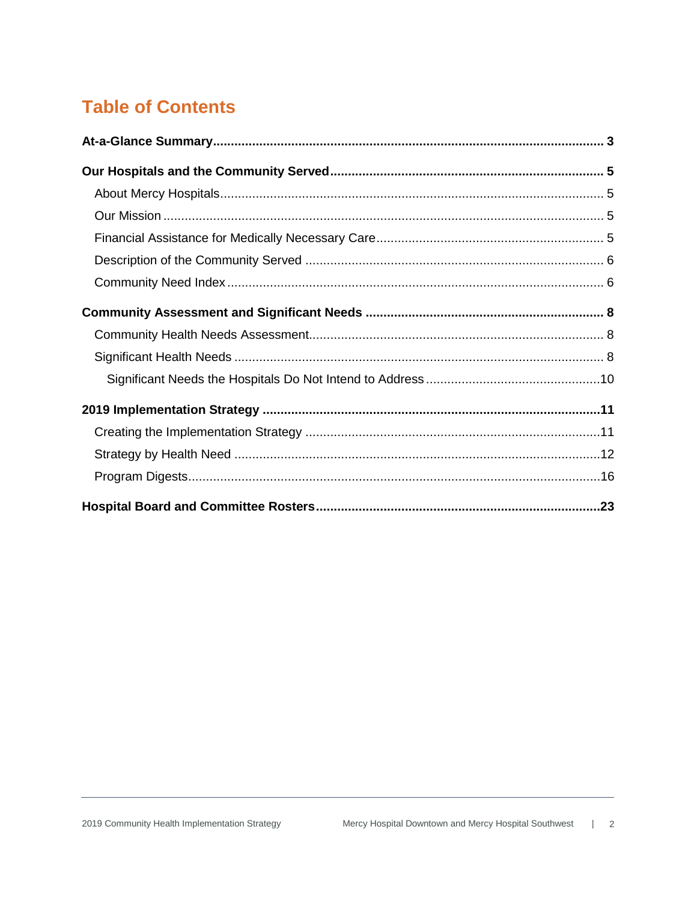## Table of Contents

**At-a-Glance Summary** ..... **3**

**Our Hospitals and the Community Served** ..... **5**

- About Mercy Hospitals ..... 5
- Our Mission ..... 5
- Financial Assistance for Medically Necessary Care ..... 5
- Description of the Community Served ..... 6
- Community Need Index ..... 6

**Community Assessment and Significant Needs** ..... **8**

- Community Health Needs Assessment ..... 8
- Significant Health Needs ..... 8
  - Significant Needs the Hospitals Do Not Intend to Address ..... 10

**2019 Implementation Strategy** ..... **11**

- Creating the Implementation Strategy ..... 11
- Strategy by Health Need ..... 12
- Program Digests ..... 16

**Hospital Board and Committee Rosters** ..... **23**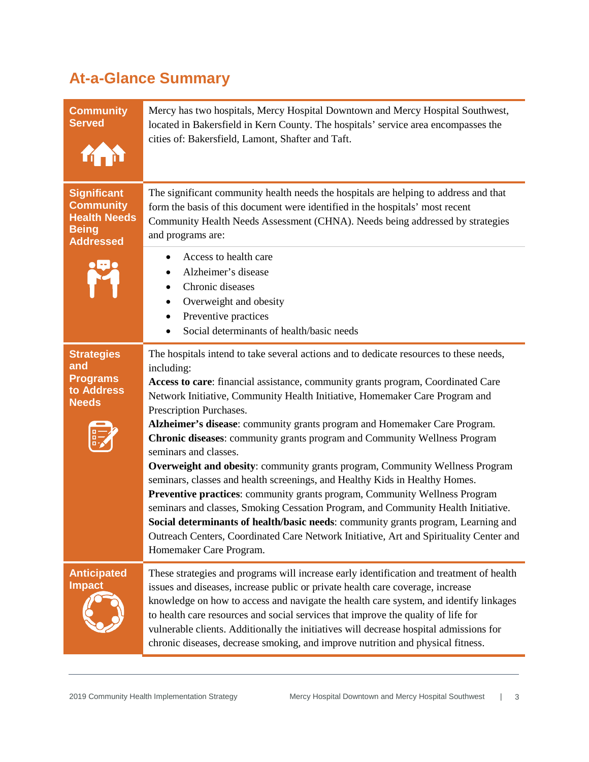## At-a-Glance Summary

| | |
|---|---|
| **Community Served** | Mercy has two hospitals, Mercy Hospital Downtown and Mercy Hospital Southwest, located in Bakersfield in Kern County. The hospitals' service area encompasses the cities of: Bakersfield, Lamont, Shafter and Taft. |
| **Significant Community Health Needs Being Addressed** | The significant community health needs the hospitals are helping to address and that form the basis of this document were identified in the hospitals' most recent Community Health Needs Assessment (CHNA). Needs being addressed by strategies and programs are:<br>• Access to health care<br>• Alzheimer's disease<br>• Chronic diseases<br>• Overweight and obesity<br>• Preventive practices<br>• Social determinants of health/basic needs |
| **Strategies and Programs to Address Needs** | The hospitals intend to take several actions and to dedicate resources to these needs, including:<br>**Access to care**: financial assistance, community grants program, Coordinated Care Network Initiative, Community Health Initiative, Homemaker Care Program and Prescription Purchases.<br>**Alzheimer's disease**: community grants program and Homemaker Care Program.<br>**Chronic diseases**: community grants program and Community Wellness Program seminars and classes.<br>**Overweight and obesity**: community grants program, Community Wellness Program seminars, classes and health screenings, and Healthy Kids in Healthy Homes.<br>**Preventive practices**: community grants program, Community Wellness Program seminars and classes, Smoking Cessation Program, and Community Health Initiative.<br>**Social determinants of health/basic needs**: community grants program, Learning and Outreach Centers, Coordinated Care Network Initiative, Art and Spirituality Center and Homemaker Care Program. |
| **Anticipated Impact** | These strategies and programs will increase early identification and treatment of health issues and diseases, increase public or private health care coverage, increase knowledge on how to access and navigate the health care system, and identify linkages to health care resources and social services that improve the quality of life for vulnerable clients. Additionally the initiatives will decrease hospital admissions for chronic diseases, decrease smoking, and improve nutrition and physical fitness. |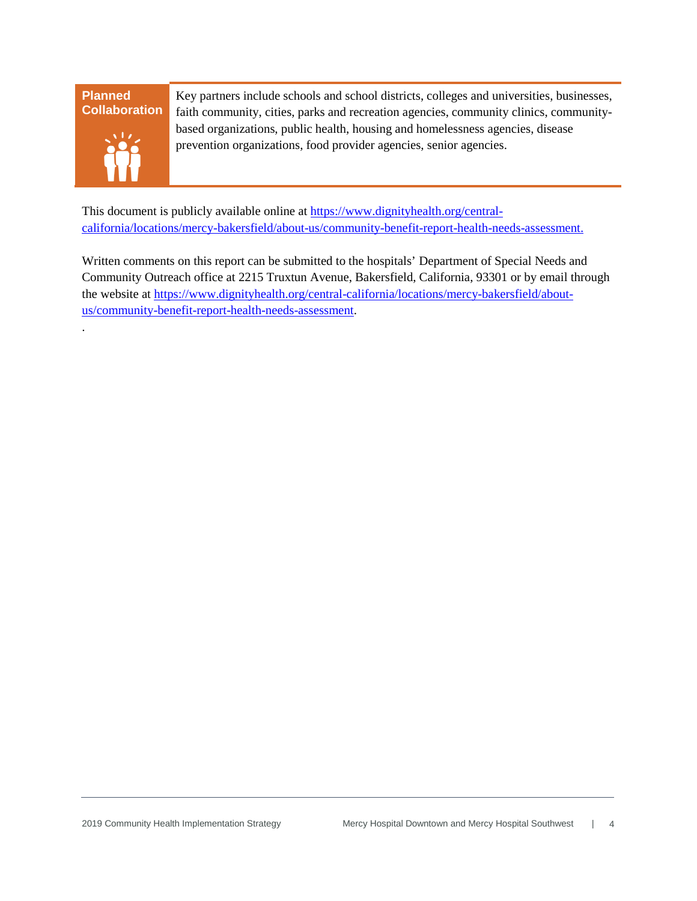| **Planned Collaboration** | Key partners include schools and school districts, colleges and universities, businesses, faith community, cities, parks and recreation agencies, community clinics, community-based organizations, public health, housing and homelessness agencies, disease prevention organizations, food provider agencies, senior agencies. |
| --- | --- |

This document is publicly available online at [https://www.dignityhealth.org/central-california/locations/mercy-bakersfield/about-us/community-benefit-report-health-needs-assessment.](https://www.dignityhealth.org/central-california/locations/mercy-bakersfield/about-us/community-benefit-report-health-needs-assessment)

Written comments on this report can be submitted to the hospitals' Department of Special Needs and Community Outreach office at 2215 Truxtun Avenue, Bakersfield, California, 93301 or by email through the website at [https://www.dignityhealth.org/central-california/locations/mercy-bakersfield/about-us/community-benefit-report-health-needs-assessment](https://www.dignityhealth.org/central-california/locations/mercy-bakersfield/about-us/community-benefit-report-health-needs-assessment).

.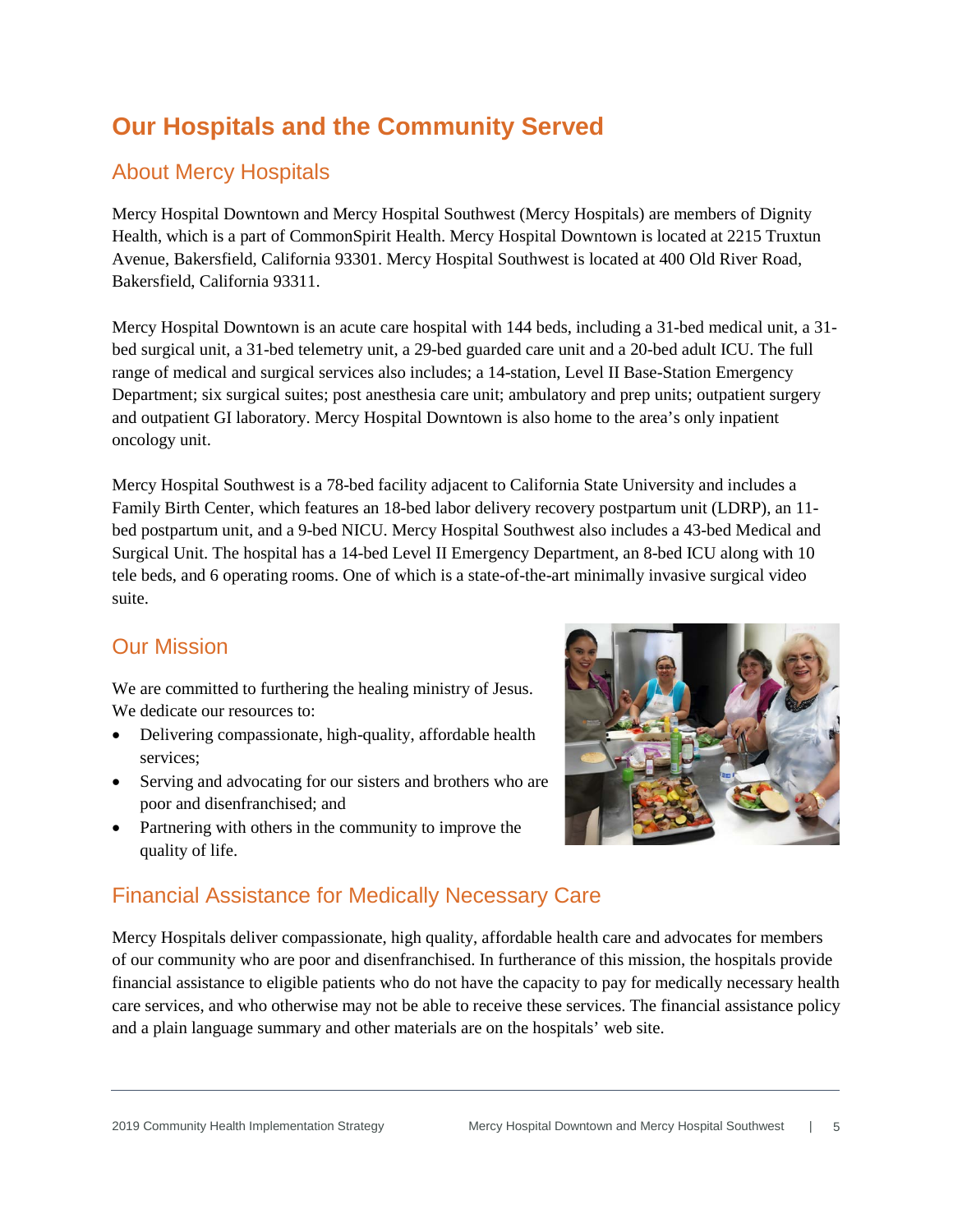# Our Hospitals and the Community Served

## About Mercy Hospitals

Mercy Hospital Downtown and Mercy Hospital Southwest (Mercy Hospitals) are members of Dignity Health, which is a part of CommonSpirit Health. Mercy Hospital Downtown is located at 2215 Truxtun Avenue, Bakersfield, California 93301. Mercy Hospital Southwest is located at 400 Old River Road, Bakersfield, California 93311.

Mercy Hospital Downtown is an acute care hospital with 144 beds, including a 31-bed medical unit, a 31-bed surgical unit, a 31-bed telemetry unit, a 29-bed guarded care unit and a 20-bed adult ICU. The full range of medical and surgical services also includes; a 14-station, Level II Base-Station Emergency Department; six surgical suites; post anesthesia care unit; ambulatory and prep units; outpatient surgery and outpatient GI laboratory. Mercy Hospital Downtown is also home to the area's only inpatient oncology unit.

Mercy Hospital Southwest is a 78-bed facility adjacent to California State University and includes a Family Birth Center, which features an 18-bed labor delivery recovery postpartum unit (LDRP), an 11-bed postpartum unit, and a 9-bed NICU. Mercy Hospital Southwest also includes a 43-bed Medical and Surgical Unit. The hospital has a 14-bed Level II Emergency Department, an 8-bed ICU along with 10 tele beds, and 6 operating rooms. One of which is a state-of-the-art minimally invasive surgical video suite.

## Our Mission

We are committed to furthering the healing ministry of Jesus. We dedicate our resources to:

- Delivering compassionate, high-quality, affordable health services;
- Serving and advocating for our sisters and brothers who are poor and disenfranchised; and
- Partnering with others in the community to improve the quality of life.

## Financial Assistance for Medically Necessary Care

Mercy Hospitals deliver compassionate, high quality, affordable health care and advocates for members of our community who are poor and disenfranchised. In furtherance of this mission, the hospitals provide financial assistance to eligible patients who do not have the capacity to pay for medically necessary health care services, and who otherwise may not be able to receive these services. The financial assistance policy and a plain language summary and other materials are on the hospitals' web site.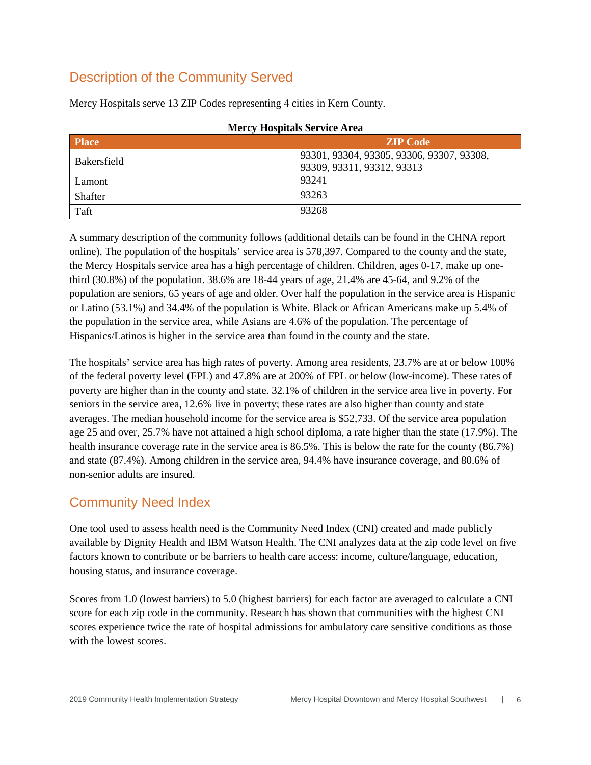## Description of the Community Served

Mercy Hospitals serve 13 ZIP Codes representing 4 cities in Kern County.

**Mercy Hospitals Service Area**

| Place | ZIP Code |
|---|---|
| Bakersfield | 93301, 93304, 93305, 93306, 93307, 93308, 93309, 93311, 93312, 93313 |
| Lamont | 93241 |
| Shafter | 93263 |
| Taft | 93268 |

A summary description of the community follows (additional details can be found in the CHNA report online). The population of the hospitals' service area is 578,397. Compared to the county and the state, the Mercy Hospitals service area has a high percentage of children. Children, ages 0-17, make up one-third (30.8%) of the population. 38.6% are 18-44 years of age, 21.4% are 45-64, and 9.2% of the population are seniors, 65 years of age and older. Over half the population in the service area is Hispanic or Latino (53.1%) and 34.4% of the population is White. Black or African Americans make up 5.4% of the population in the service area, while Asians are 4.6% of the population. The percentage of Hispanics/Latinos is higher in the service area than found in the county and the state.

The hospitals' service area has high rates of poverty. Among area residents, 23.7% are at or below 100% of the federal poverty level (FPL) and 47.8% are at 200% of FPL or below (low-income). These rates of poverty are higher than in the county and state. 32.1% of children in the service area live in poverty. For seniors in the service area, 12.6% live in poverty; these rates are also higher than county and state averages. The median household income for the service area is $52,733. Of the service area population age 25 and over, 25.7% have not attained a high school diploma, a rate higher than the state (17.9%). The health insurance coverage rate in the service area is 86.5%. This is below the rate for the county (86.7%) and state (87.4%). Among children in the service area, 94.4% have insurance coverage, and 80.6% of non-senior adults are insured.

## Community Need Index

One tool used to assess health need is the Community Need Index (CNI) created and made publicly available by Dignity Health and IBM Watson Health. The CNI analyzes data at the zip code level on five factors known to contribute or be barriers to health care access: income, culture/language, education, housing status, and insurance coverage.

Scores from 1.0 (lowest barriers) to 5.0 (highest barriers) for each factor are averaged to calculate a CNI score for each zip code in the community. Research has shown that communities with the highest CNI scores experience twice the rate of hospital admissions for ambulatory care sensitive conditions as those with the lowest scores.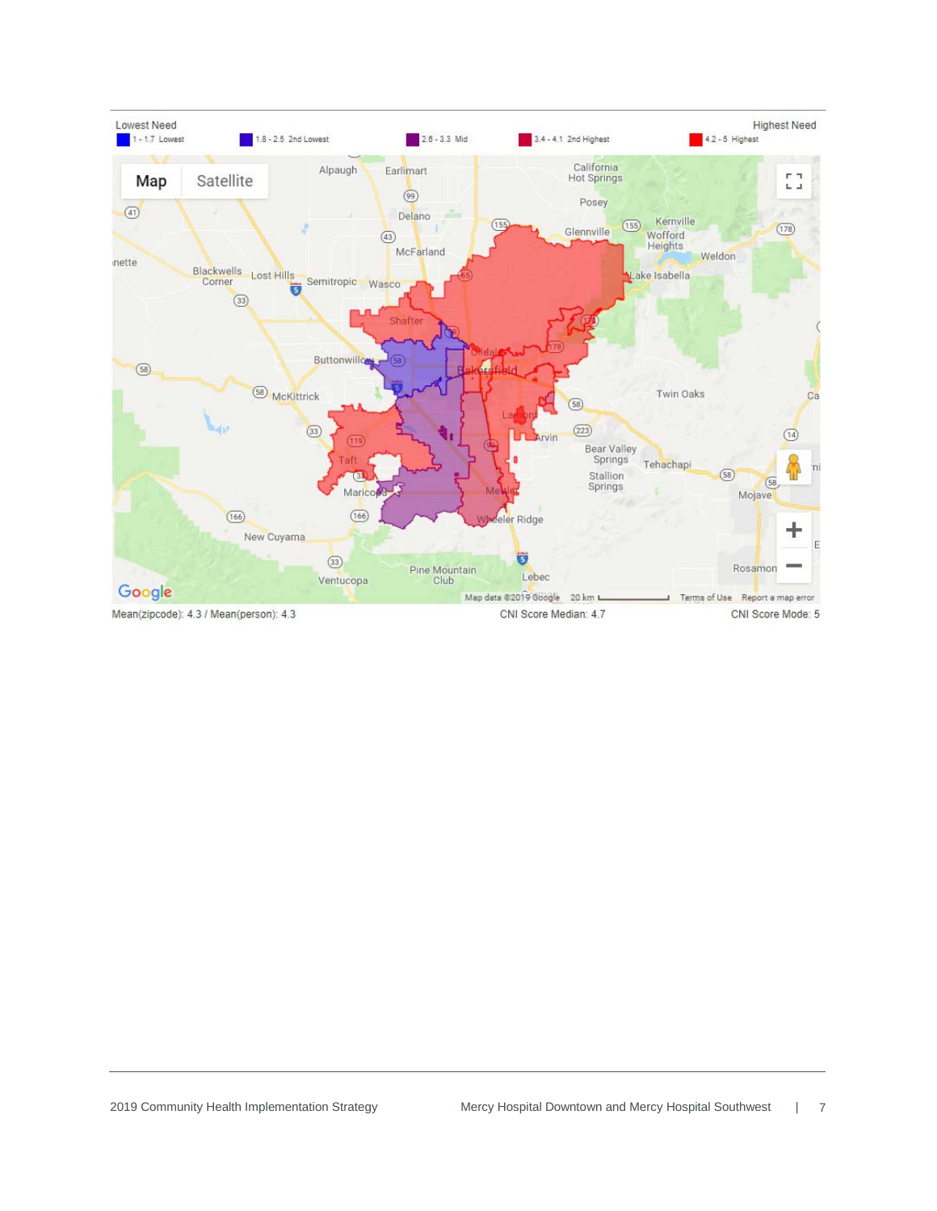Lowest Need | Highest Need

| 1 - 1.7 Lowest | 1.8 - 2.5 2nd Lowest | 2.6 - 3.3 Mid | 3.4 - 4.1 2nd Highest | 4.2 - 5 Highest |
|---|---|---|---|---|

Mean(zipcode): 4.3 / Mean(person): 4.3

CNI Score Median: 4.7

CNI Score Mode: 5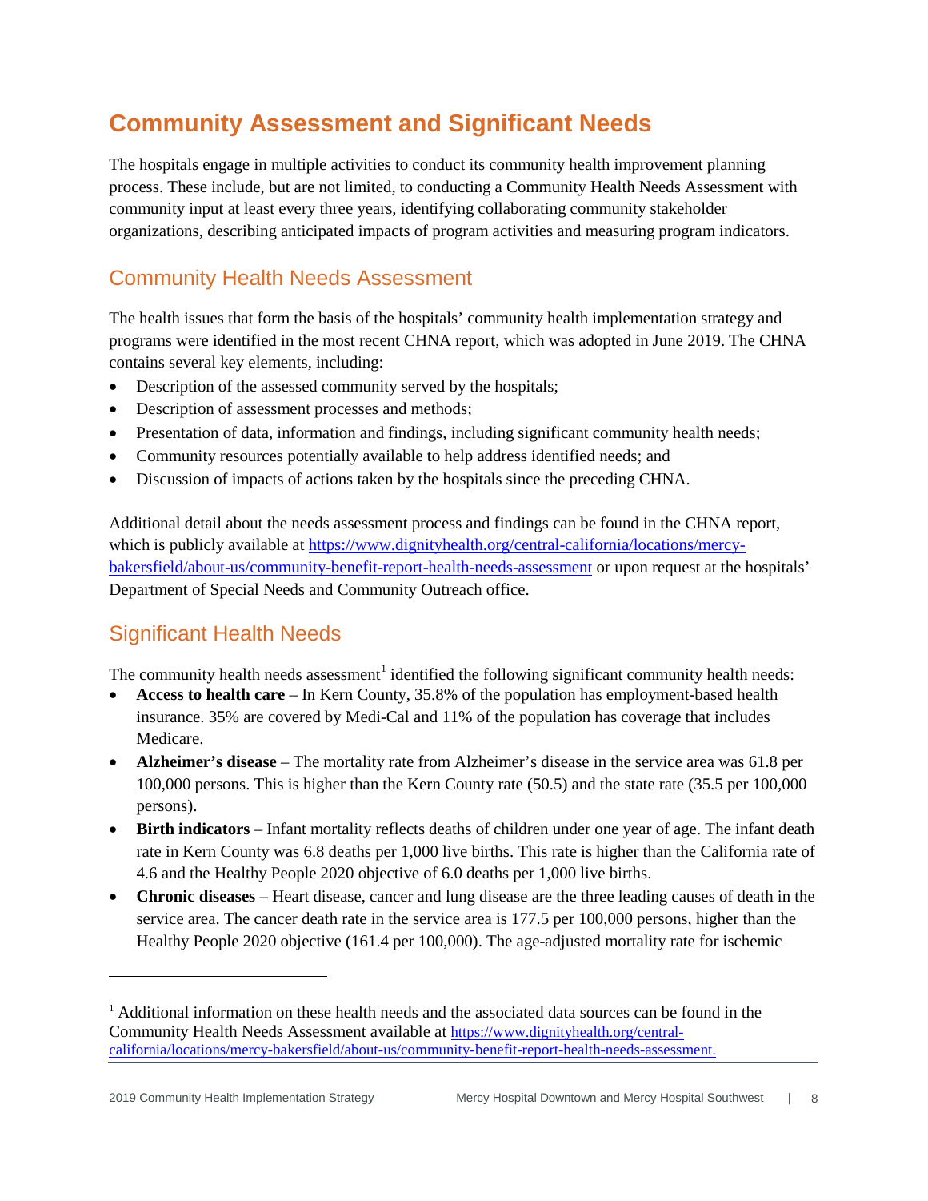# Community Assessment and Significant Needs

The hospitals engage in multiple activities to conduct its community health improvement planning process. These include, but are not limited, to conducting a Community Health Needs Assessment with community input at least every three years, identifying collaborating community stakeholder organizations, describing anticipated impacts of program activities and measuring program indicators.

## Community Health Needs Assessment

The health issues that form the basis of the hospitals' community health implementation strategy and programs were identified in the most recent CHNA report, which was adopted in June 2019. The CHNA contains several key elements, including:

- Description of the assessed community served by the hospitals;
- Description of assessment processes and methods;
- Presentation of data, information and findings, including significant community health needs;
- Community resources potentially available to help address identified needs; and
- Discussion of impacts of actions taken by the hospitals since the preceding CHNA.

Additional detail about the needs assessment process and findings can be found in the CHNA report, which is publicly available at https://www.dignityhealth.org/central-california/locations/mercy-bakersfield/about-us/community-benefit-report-health-needs-assessment or upon request at the hospitals' Department of Special Needs and Community Outreach office.

## Significant Health Needs

The community health needs assessment[1] identified the following significant community health needs:

- **Access to health care** – In Kern County, 35.8% of the population has employment-based health insurance. 35% are covered by Medi-Cal and 11% of the population has coverage that includes Medicare.
- **Alzheimer's disease** – The mortality rate from Alzheimer's disease in the service area was 61.8 per 100,000 persons. This is higher than the Kern County rate (50.5) and the state rate (35.5 per 100,000 persons).
- **Birth indicators** – Infant mortality reflects deaths of children under one year of age. The infant death rate in Kern County was 6.8 deaths per 1,000 live births. This rate is higher than the California rate of 4.6 and the Healthy People 2020 objective of 6.0 deaths per 1,000 live births.
- **Chronic diseases** – Heart disease, cancer and lung disease are the three leading causes of death in the service area. The cancer death rate in the service area is 177.5 per 100,000 persons, higher than the Healthy People 2020 objective (161.4 per 100,000). The age-adjusted mortality rate for ischemic

[1] Additional information on these health needs and the associated data sources can be found in the Community Health Needs Assessment available at https://www.dignityhealth.org/central-california/locations/mercy-bakersfield/about-us/community-benefit-report-health-needs-assessment.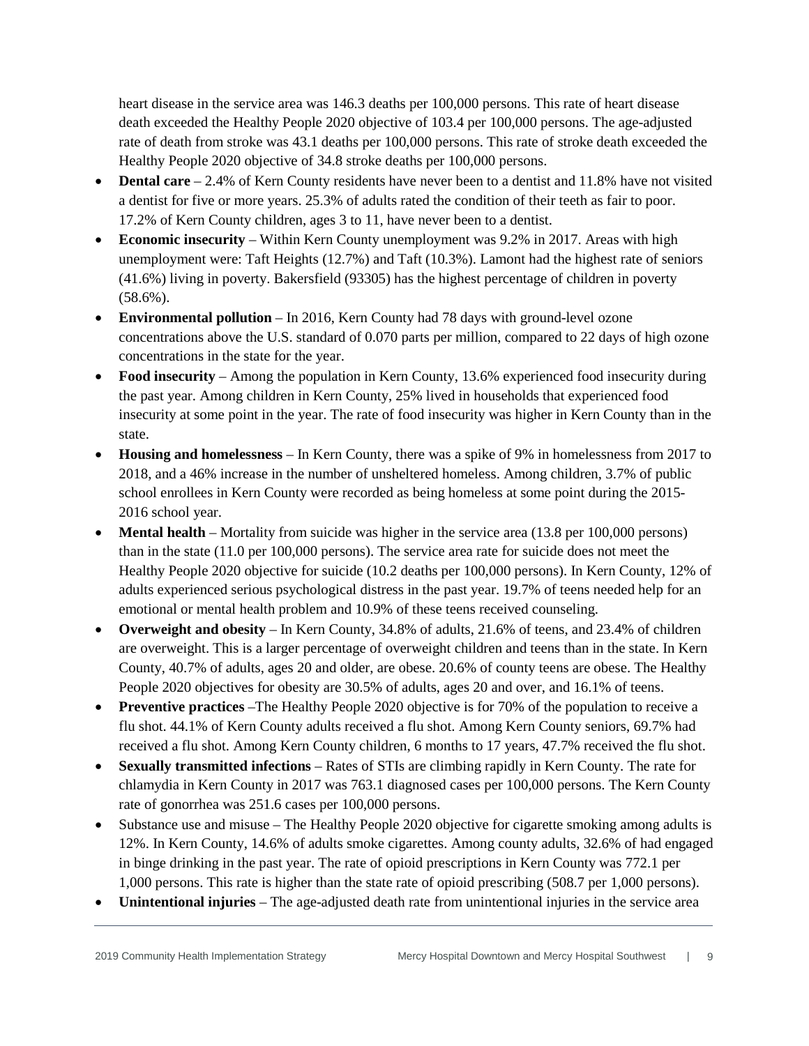heart disease in the service area was 146.3 deaths per 100,000 persons. This rate of heart disease death exceeded the Healthy People 2020 objective of 103.4 per 100,000 persons. The age-adjusted rate of death from stroke was 43.1 deaths per 100,000 persons. This rate of stroke death exceeded the Healthy People 2020 objective of 34.8 stroke deaths per 100,000 persons.

- **Dental care** – 2.4% of Kern County residents have never been to a dentist and 11.8% have not visited a dentist for five or more years. 25.3% of adults rated the condition of their teeth as fair to poor. 17.2% of Kern County children, ages 3 to 11, have never been to a dentist.
- **Economic insecurity** – Within Kern County unemployment was 9.2% in 2017. Areas with high unemployment were: Taft Heights (12.7%) and Taft (10.3%). Lamont had the highest rate of seniors (41.6%) living in poverty. Bakersfield (93305) has the highest percentage of children in poverty (58.6%).
- **Environmental pollution** – In 2016, Kern County had 78 days with ground-level ozone concentrations above the U.S. standard of 0.070 parts per million, compared to 22 days of high ozone concentrations in the state for the year.
- **Food insecurity** – Among the population in Kern County, 13.6% experienced food insecurity during the past year. Among children in Kern County, 25% lived in households that experienced food insecurity at some point in the year. The rate of food insecurity was higher in Kern County than in the state.
- **Housing and homelessness** – In Kern County, there was a spike of 9% in homelessness from 2017 to 2018, and a 46% increase in the number of unsheltered homeless. Among children, 3.7% of public school enrollees in Kern County were recorded as being homeless at some point during the 2015-2016 school year.
- **Mental health** – Mortality from suicide was higher in the service area (13.8 per 100,000 persons) than in the state (11.0 per 100,000 persons). The service area rate for suicide does not meet the Healthy People 2020 objective for suicide (10.2 deaths per 100,000 persons). In Kern County, 12% of adults experienced serious psychological distress in the past year. 19.7% of teens needed help for an emotional or mental health problem and 10.9% of these teens received counseling.
- **Overweight and obesity** – In Kern County, 34.8% of adults, 21.6% of teens, and 23.4% of children are overweight. This is a larger percentage of overweight children and teens than in the state. In Kern County, 40.7% of adults, ages 20 and older, are obese. 20.6% of county teens are obese. The Healthy People 2020 objectives for obesity are 30.5% of adults, ages 20 and over, and 16.1% of teens.
- **Preventive practices** –The Healthy People 2020 objective is for 70% of the population to receive a flu shot. 44.1% of Kern County adults received a flu shot. Among Kern County seniors, 69.7% had received a flu shot. Among Kern County children, 6 months to 17 years, 47.7% received the flu shot.
- **Sexually transmitted infections** – Rates of STIs are climbing rapidly in Kern County. The rate for chlamydia in Kern County in 2017 was 763.1 diagnosed cases per 100,000 persons. The Kern County rate of gonorrhea was 251.6 cases per 100,000 persons.
- Substance use and misuse – The Healthy People 2020 objective for cigarette smoking among adults is 12%. In Kern County, 14.6% of adults smoke cigarettes. Among county adults, 32.6% of had engaged in binge drinking in the past year. The rate of opioid prescriptions in Kern County was 772.1 per 1,000 persons. This rate is higher than the state rate of opioid prescribing (508.7 per 1,000 persons).
- **Unintentional injuries** – The age-adjusted death rate from unintentional injuries in the service area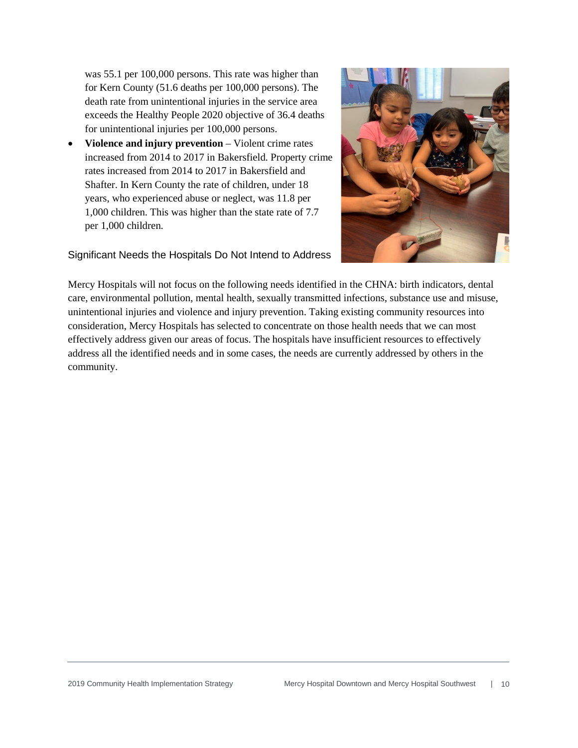was 55.1 per 100,000 persons. This rate was higher than for Kern County (51.6 deaths per 100,000 persons). The death rate from unintentional injuries in the service area exceeds the Healthy People 2020 objective of 36.4 deaths for unintentional injuries per 100,000 persons.

- **Violence and injury prevention** – Violent crime rates increased from 2014 to 2017 in Bakersfield. Property crime rates increased from 2014 to 2017 in Bakersfield and Shafter. In Kern County the rate of children, under 18 years, who experienced abuse or neglect, was 11.8 per 1,000 children. This was higher than the state rate of 7.7 per 1,000 children.

## Significant Needs the Hospitals Do Not Intend to Address

Mercy Hospitals will not focus on the following needs identified in the CHNA: birth indicators, dental care, environmental pollution, mental health, sexually transmitted infections, substance use and misuse, unintentional injuries and violence and injury prevention. Taking existing community resources into consideration, Mercy Hospitals has selected to concentrate on those health needs that we can most effectively address given our areas of focus. The hospitals have insufficient resources to effectively address all the identified needs and in some cases, the needs are currently addressed by others in the community.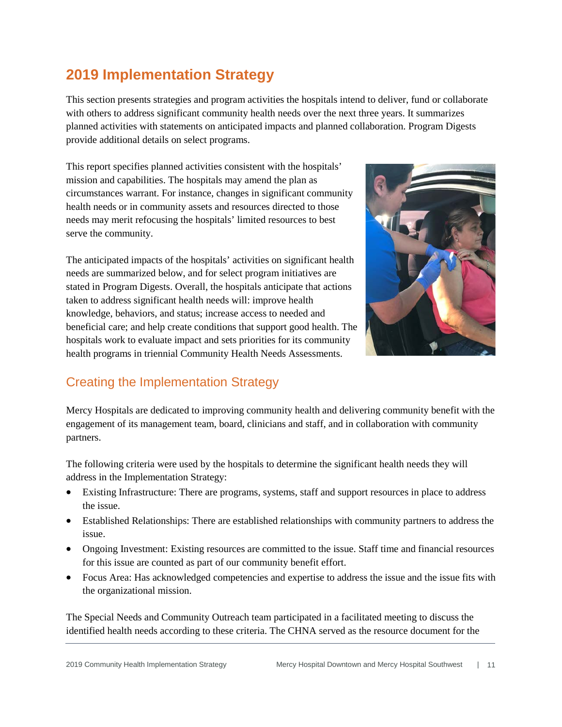# 2019 Implementation Strategy

This section presents strategies and program activities the hospitals intend to deliver, fund or collaborate with others to address significant community health needs over the next three years. It summarizes planned activities with statements on anticipated impacts and planned collaboration. Program Digests provide additional details on select programs.

This report specifies planned activities consistent with the hospitals' mission and capabilities. The hospitals may amend the plan as circumstances warrant. For instance, changes in significant community health needs or in community assets and resources directed to those needs may merit refocusing the hospitals' limited resources to best serve the community.

The anticipated impacts of the hospitals' activities on significant health needs are summarized below, and for select program initiatives are stated in Program Digests. Overall, the hospitals anticipate that actions taken to address significant health needs will: improve health knowledge, behaviors, and status; increase access to needed and beneficial care; and help create conditions that support good health. The hospitals work to evaluate impact and sets priorities for its community health programs in triennial Community Health Needs Assessments.

## Creating the Implementation Strategy

Mercy Hospitals are dedicated to improving community health and delivering community benefit with the engagement of its management team, board, clinicians and staff, and in collaboration with community partners.

The following criteria were used by the hospitals to determine the significant health needs they will address in the Implementation Strategy:

- Existing Infrastructure: There are programs, systems, staff and support resources in place to address the issue.
- Established Relationships: There are established relationships with community partners to address the issue.
- Ongoing Investment: Existing resources are committed to the issue. Staff time and financial resources for this issue are counted as part of our community benefit effort.
- Focus Area: Has acknowledged competencies and expertise to address the issue and the issue fits with the organizational mission.

The Special Needs and Community Outreach team participated in a facilitated meeting to discuss the identified health needs according to these criteria. The CHNA served as the resource document for the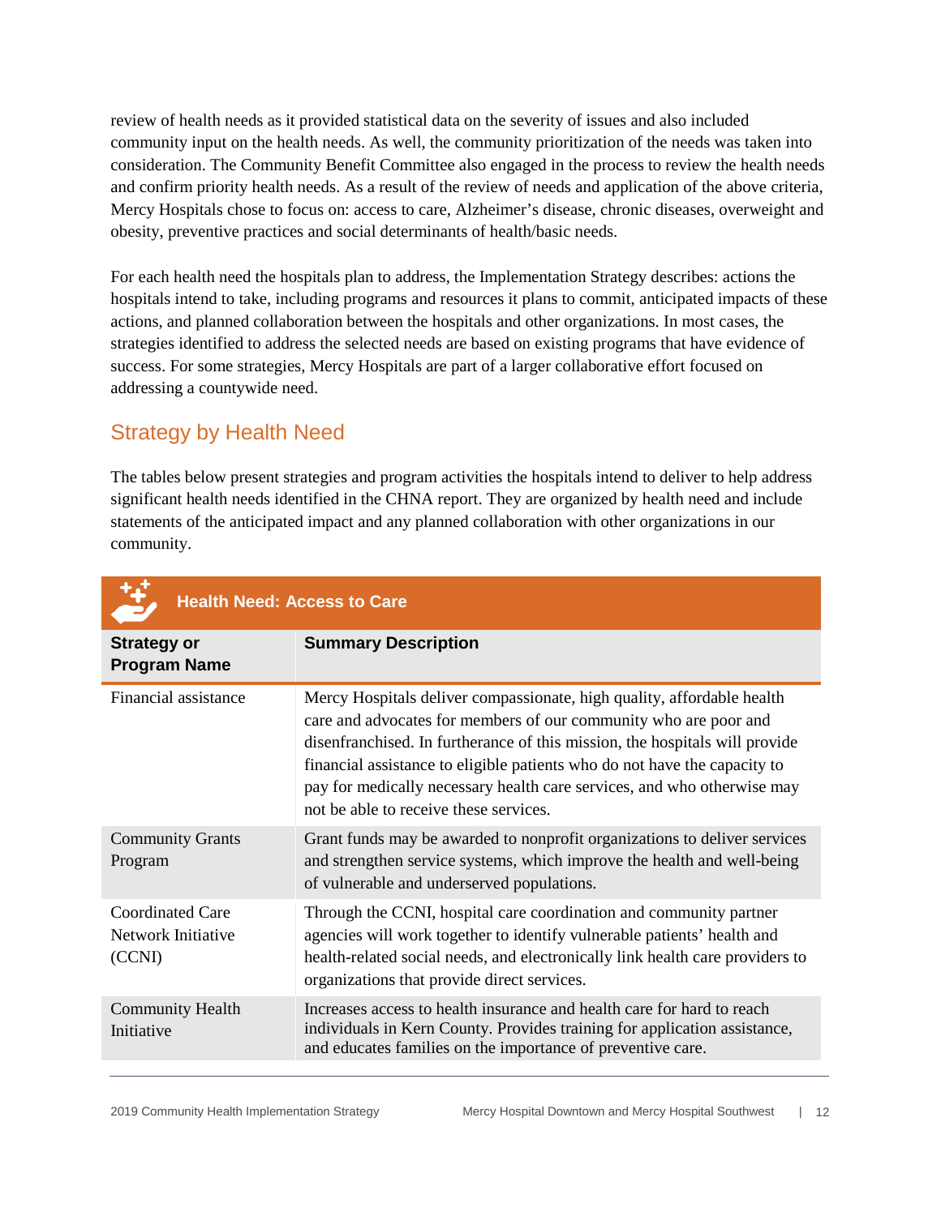review of health needs as it provided statistical data on the severity of issues and also included community input on the health needs. As well, the community prioritization of the needs was taken into consideration. The Community Benefit Committee also engaged in the process to review the health needs and confirm priority health needs. As a result of the review of needs and application of the above criteria, Mercy Hospitals chose to focus on: access to care, Alzheimer's disease, chronic diseases, overweight and obesity, preventive practices and social determinants of health/basic needs.

For each health need the hospitals plan to address, the Implementation Strategy describes: actions the hospitals intend to take, including programs and resources it plans to commit, anticipated impacts of these actions, and planned collaboration between the hospitals and other organizations. In most cases, the strategies identified to address the selected needs are based on existing programs that have evidence of success. For some strategies, Mercy Hospitals are part of a larger collaborative effort focused on addressing a countywide need.

## Strategy by Health Need

The tables below present strategies and program activities the hospitals intend to deliver to help address significant health needs identified in the CHNA report. They are organized by health need and include statements of the anticipated impact and any planned collaboration with other organizations in our community.

**Health Need: Access to Care**

| Strategy or Program Name | Summary Description |
|---|---|
| Financial assistance | Mercy Hospitals deliver compassionate, high quality, affordable health care and advocates for members of our community who are poor and disenfranchised. In furtherance of this mission, the hospitals will provide financial assistance to eligible patients who do not have the capacity to pay for medically necessary health care services, and who otherwise may not be able to receive these services. |
| Community Grants Program | Grant funds may be awarded to nonprofit organizations to deliver services and strengthen service systems, which improve the health and well-being of vulnerable and underserved populations. |
| Coordinated Care Network Initiative (CCNI) | Through the CCNI, hospital care coordination and community partner agencies will work together to identify vulnerable patients' health and health-related social needs, and electronically link health care providers to organizations that provide direct services. |
| Community Health Initiative | Increases access to health insurance and health care for hard to reach individuals in Kern County. Provides training for application assistance, and educates families on the importance of preventive care. |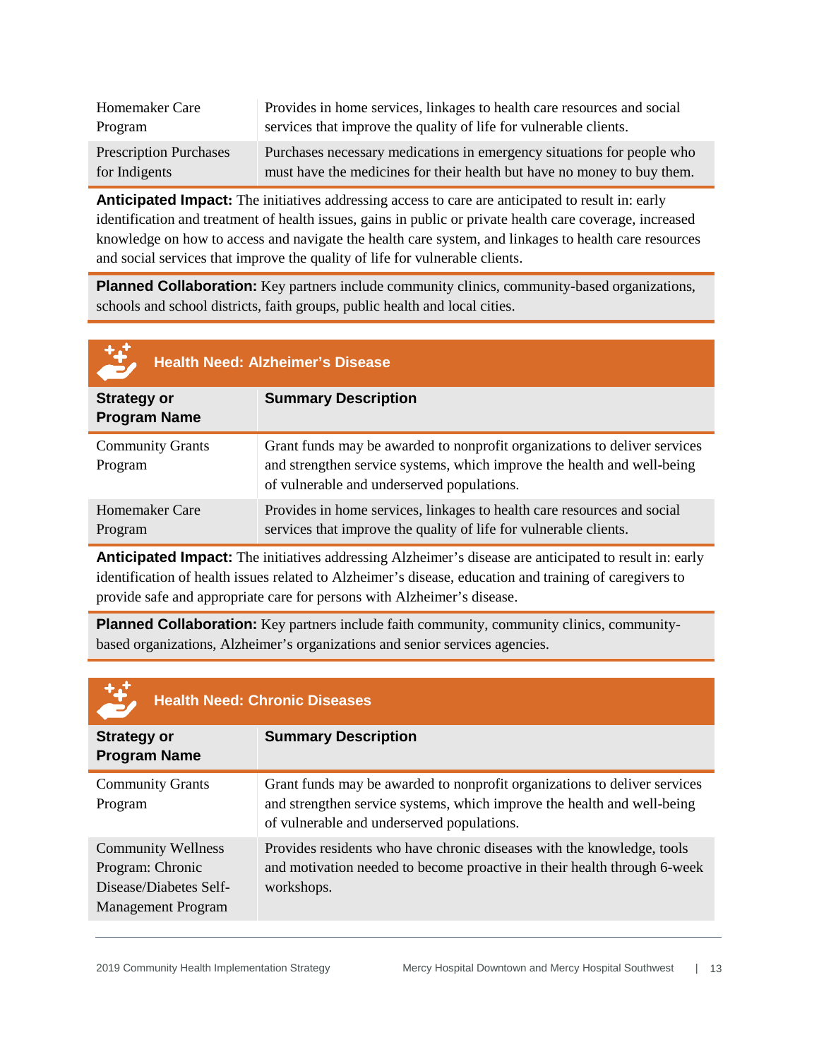| | |
|---|---|
| Homemaker Care Program | Provides in home services, linkages to health care resources and social services that improve the quality of life for vulnerable clients. |
| Prescription Purchases for Indigents | Purchases necessary medications in emergency situations for people who must have the medicines for their health but have no money to buy them. |

**Anticipated Impact:** The initiatives addressing access to care are anticipated to result in: early identification and treatment of health issues, gains in public or private health care coverage, increased knowledge on how to access and navigate the health care system, and linkages to health care resources and social services that improve the quality of life for vulnerable clients.

**Planned Collaboration:** Key partners include community clinics, community-based organizations, schools and school districts, faith groups, public health and local cities.

### Health Need: Alzheimer's Disease

| Strategy or Program Name | Summary Description |
|---|---|
| Community Grants Program | Grant funds may be awarded to nonprofit organizations to deliver services and strengthen service systems, which improve the health and well-being of vulnerable and underserved populations. |
| Homemaker Care Program | Provides in home services, linkages to health care resources and social services that improve the quality of life for vulnerable clients. |

**Anticipated Impact:** The initiatives addressing Alzheimer's disease are anticipated to result in: early identification of health issues related to Alzheimer's disease, education and training of caregivers to provide safe and appropriate care for persons with Alzheimer's disease.

**Planned Collaboration:** Key partners include faith community, community clinics, community-based organizations, Alzheimer's organizations and senior services agencies.

### Health Need: Chronic Diseases

| Strategy or Program Name | Summary Description |
|---|---|
| Community Grants Program | Grant funds may be awarded to nonprofit organizations to deliver services and strengthen service systems, which improve the health and well-being of vulnerable and underserved populations. |
| Community Wellness Program: Chronic Disease/Diabetes Self-Management Program | Provides residents who have chronic diseases with the knowledge, tools and motivation needed to become proactive in their health through 6-week workshops. |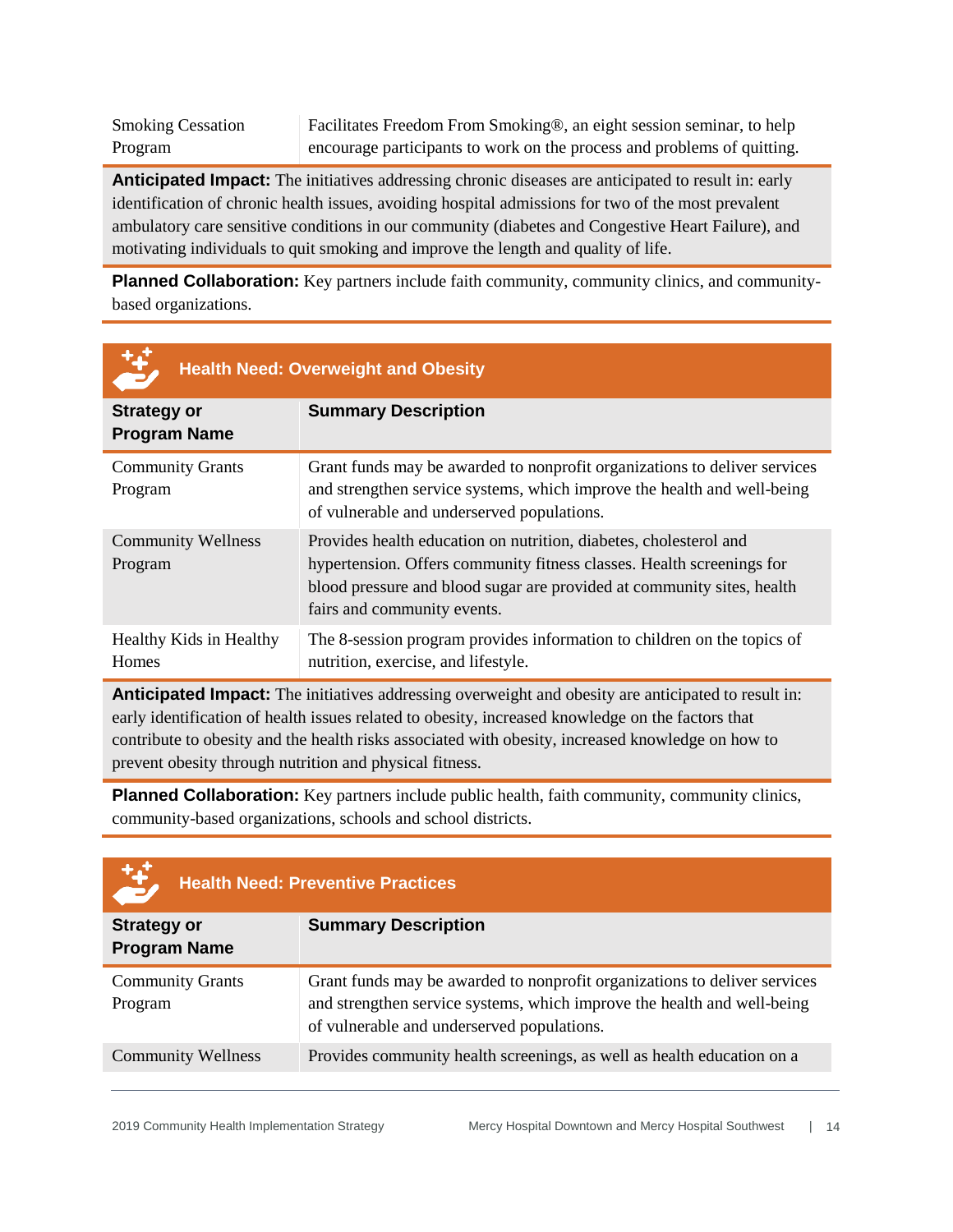| | |
|---|---|
| Smoking Cessation Program | Facilitates Freedom From Smoking®, an eight session seminar, to help encourage participants to work on the process and problems of quitting. |

**Anticipated Impact:** The initiatives addressing chronic diseases are anticipated to result in: early identification of chronic health issues, avoiding hospital admissions for two of the most prevalent ambulatory care sensitive conditions in our community (diabetes and Congestive Heart Failure), and motivating individuals to quit smoking and improve the length and quality of life.

**Planned Collaboration:** Key partners include faith community, community clinics, and community-based organizations.

## Health Need: Overweight and Obesity

| Strategy or Program Name | Summary Description |
|---|---|
| Community Grants Program | Grant funds may be awarded to nonprofit organizations to deliver services and strengthen service systems, which improve the health and well-being of vulnerable and underserved populations. |
| Community Wellness Program | Provides health education on nutrition, diabetes, cholesterol and hypertension. Offers community fitness classes. Health screenings for blood pressure and blood sugar are provided at community sites, health fairs and community events. |
| Healthy Kids in Healthy Homes | The 8-session program provides information to children on the topics of nutrition, exercise, and lifestyle. |

**Anticipated Impact:** The initiatives addressing overweight and obesity are anticipated to result in: early identification of health issues related to obesity, increased knowledge on the factors that contribute to obesity and the health risks associated with obesity, increased knowledge on how to prevent obesity through nutrition and physical fitness.

**Planned Collaboration:** Key partners include public health, faith community, community clinics, community-based organizations, schools and school districts.

## Health Need: Preventive Practices

| Strategy or Program Name | Summary Description |
|---|---|
| Community Grants Program | Grant funds may be awarded to nonprofit organizations to deliver services and strengthen service systems, which improve the health and well-being of vulnerable and underserved populations. |
| Community Wellness | Provides community health screenings, as well as health education on a |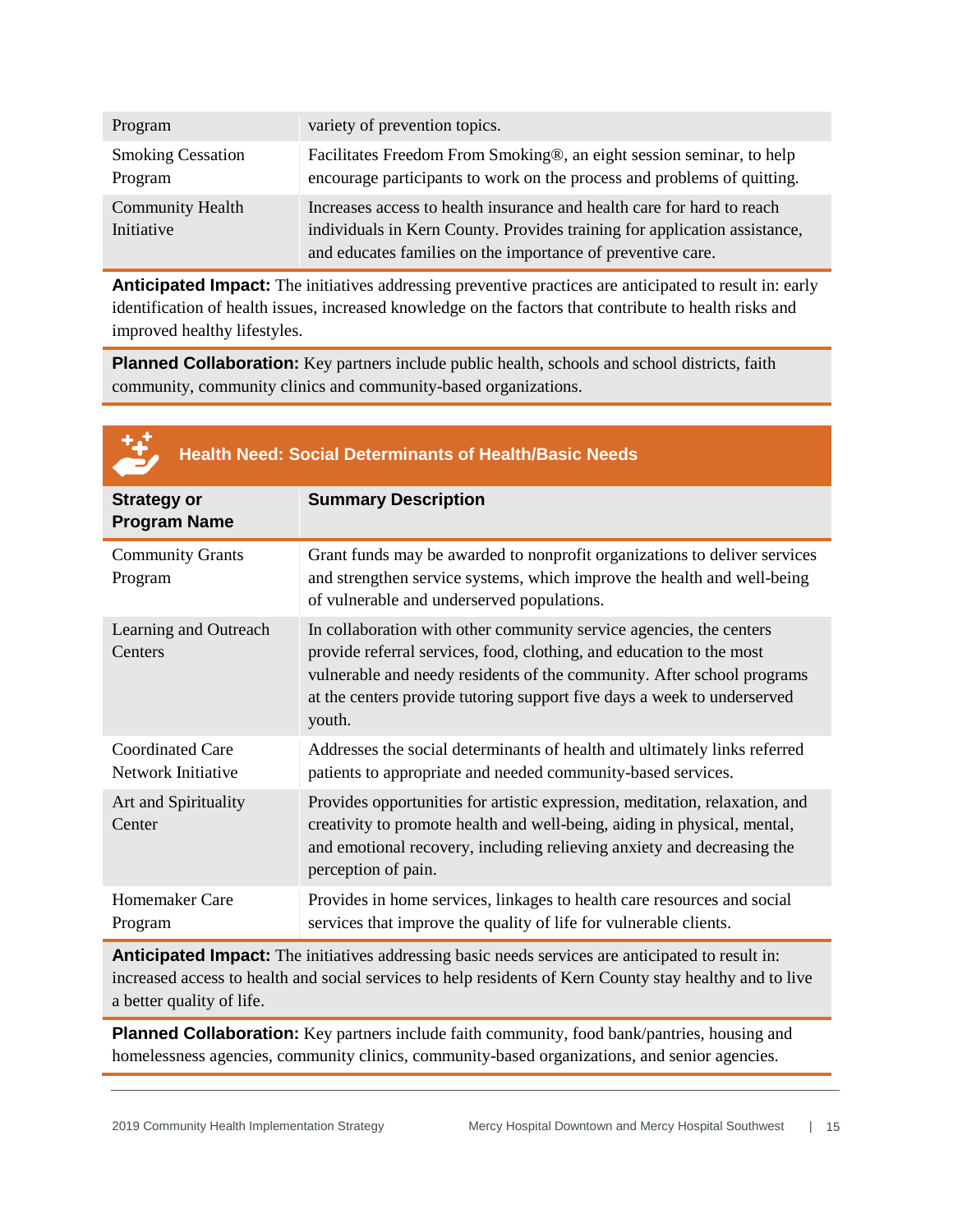| | |
|---|---|
| Program | variety of prevention topics. |
| Smoking Cessation Program | Facilitates Freedom From Smoking®, an eight session seminar, to help encourage participants to work on the process and problems of quitting. |
| Community Health Initiative | Increases access to health insurance and health care for hard to reach individuals in Kern County. Provides training for application assistance, and educates families on the importance of preventive care. |

**Anticipated Impact:** The initiatives addressing preventive practices are anticipated to result in: early identification of health issues, increased knowledge on the factors that contribute to health risks and improved healthy lifestyles.

**Planned Collaboration:** Key partners include public health, schools and school districts, faith community, community clinics and community-based organizations.

## Health Need: Social Determinants of Health/Basic Needs

| Strategy or Program Name | Summary Description |
|---|---|
| Community Grants Program | Grant funds may be awarded to nonprofit organizations to deliver services and strengthen service systems, which improve the health and well-being of vulnerable and underserved populations. |
| Learning and Outreach Centers | In collaboration with other community service agencies, the centers provide referral services, food, clothing, and education to the most vulnerable and needy residents of the community. After school programs at the centers provide tutoring support five days a week to underserved youth. |
| Coordinated Care Network Initiative | Addresses the social determinants of health and ultimately links referred patients to appropriate and needed community-based services. |
| Art and Spirituality Center | Provides opportunities for artistic expression, meditation, relaxation, and creativity to promote health and well-being, aiding in physical, mental, and emotional recovery, including relieving anxiety and decreasing the perception of pain. |
| Homemaker Care Program | Provides in home services, linkages to health care resources and social services that improve the quality of life for vulnerable clients. |

**Anticipated Impact:** The initiatives addressing basic needs services are anticipated to result in: increased access to health and social services to help residents of Kern County stay healthy and to live a better quality of life.

**Planned Collaboration:** Key partners include faith community, food bank/pantries, housing and homelessness agencies, community clinics, community-based organizations, and senior agencies.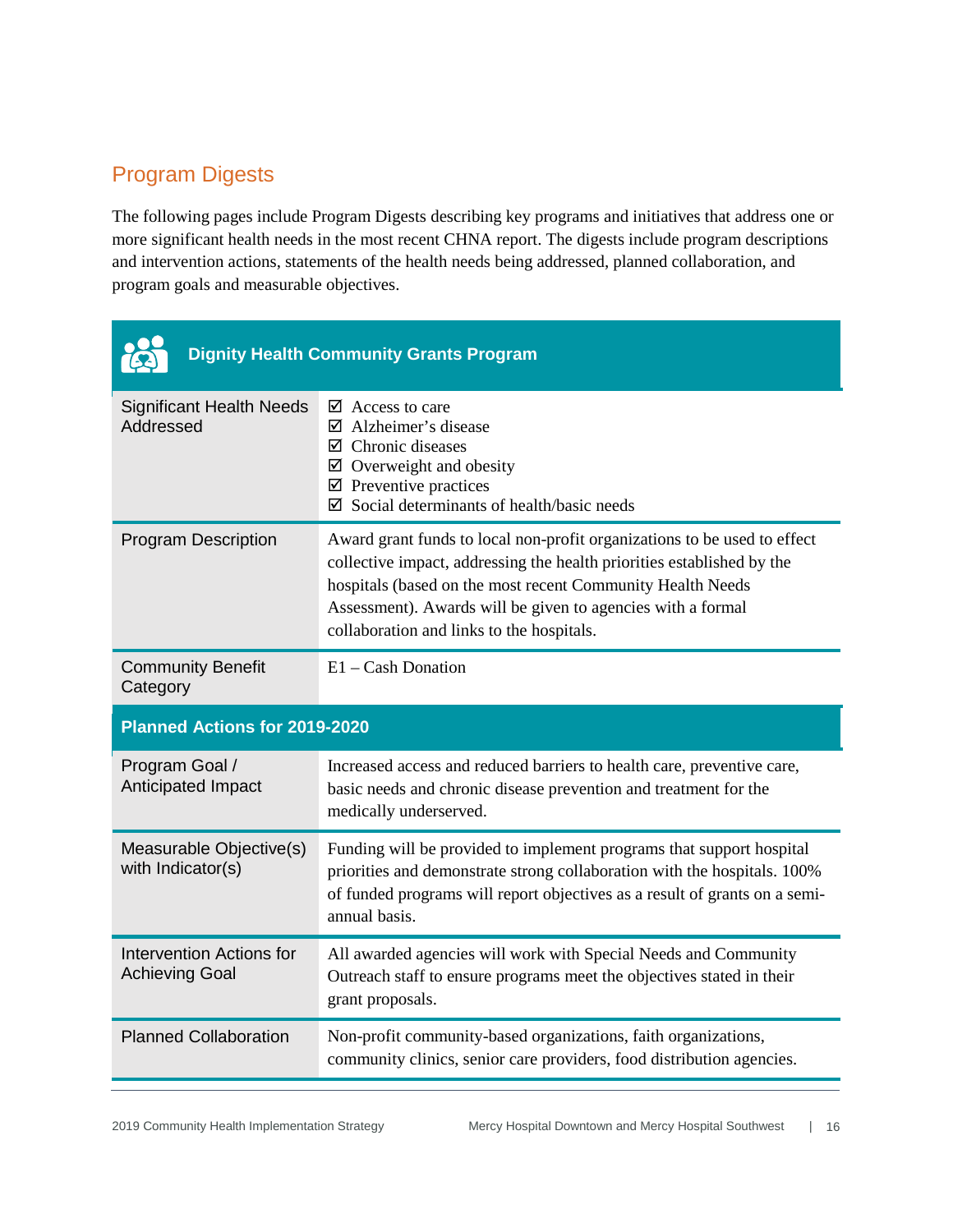## Program Digests

The following pages include Program Digests describing key programs and initiatives that address one or more significant health needs in the most recent CHNA report. The digests include program descriptions and intervention actions, statements of the health needs being addressed, planned collaboration, and program goals and measurable objectives.

| Dignity Health Community Grants Program | |
|---|---|
| Significant Health Needs Addressed | ☑ Access to care<br>☑ Alzheimer's disease<br>☑ Chronic diseases<br>☑ Overweight and obesity<br>☑ Preventive practices<br>☑ Social determinants of health/basic needs |
| Program Description | Award grant funds to local non-profit organizations to be used to effect collective impact, addressing the health priorities established by the hospitals (based on the most recent Community Health Needs Assessment). Awards will be given to agencies with a formal collaboration and links to the hospitals. |
| Community Benefit Category | E1 – Cash Donation |
| **Planned Actions for 2019-2020** | |
| Program Goal / Anticipated Impact | Increased access and reduced barriers to health care, preventive care, basic needs and chronic disease prevention and treatment for the medically underserved. |
| Measurable Objective(s) with Indicator(s) | Funding will be provided to implement programs that support hospital priorities and demonstrate strong collaboration with the hospitals. 100% of funded programs will report objectives as a result of grants on a semi-annual basis. |
| Intervention Actions for Achieving Goal | All awarded agencies will work with Special Needs and Community Outreach staff to ensure programs meet the objectives stated in their grant proposals. |
| Planned Collaboration | Non-profit community-based organizations, faith organizations, community clinics, senior care providers, food distribution agencies. |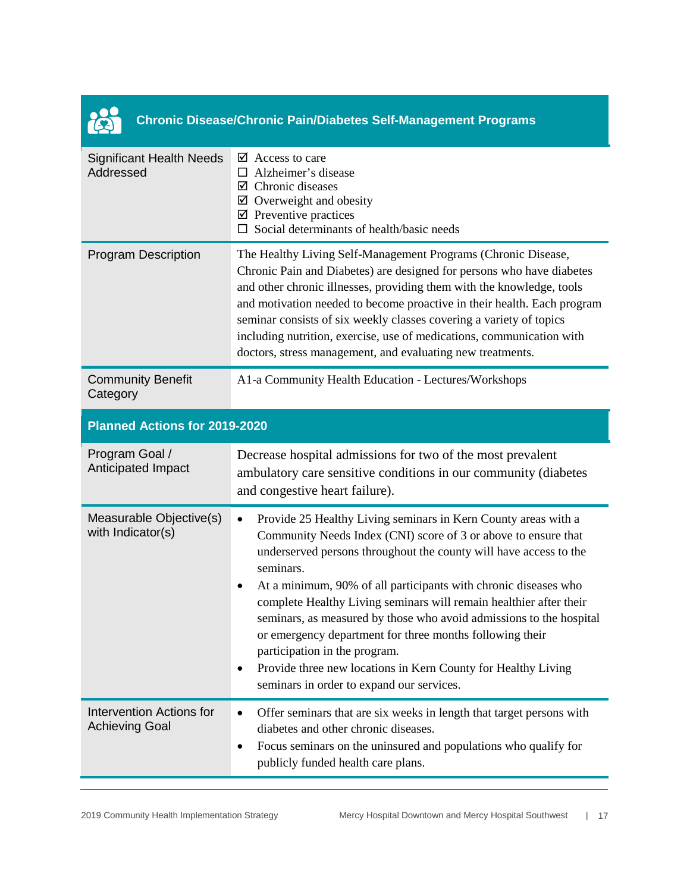## Chronic Disease/Chronic Pain/Diabetes Self-Management Programs

| | |
|---|---|
| Significant Health Needs Addressed | ☑ Access to care<br>☐ Alzheimer's disease<br>☑ Chronic diseases<br>☑ Overweight and obesity<br>☑ Preventive practices<br>☐ Social determinants of health/basic needs |
| Program Description | The Healthy Living Self-Management Programs (Chronic Disease, Chronic Pain and Diabetes) are designed for persons who have diabetes and other chronic illnesses, providing them with the knowledge, tools and motivation needed to become proactive in their health. Each program seminar consists of six weekly classes covering a variety of topics including nutrition, exercise, use of medications, communication with doctors, stress management, and evaluating new treatments. |
| Community Benefit Category | A1-a Community Health Education - Lectures/Workshops |

### Planned Actions for 2019-2020

| | |
|---|---|
| Program Goal / Anticipated Impact | Decrease hospital admissions for two of the most prevalent ambulatory care sensitive conditions in our community (diabetes and congestive heart failure). |
| Measurable Objective(s) with Indicator(s) | • Provide 25 Healthy Living seminars in Kern County areas with a Community Needs Index (CNI) score of 3 or above to ensure that underserved persons throughout the county will have access to the seminars.<br>• At a minimum, 90% of all participants with chronic diseases who complete Healthy Living seminars will remain healthier after their seminars, as measured by those who avoid admissions to the hospital or emergency department for three months following their participation in the program.<br>• Provide three new locations in Kern County for Healthy Living seminars in order to expand our services. |
| Intervention Actions for Achieving Goal | • Offer seminars that are six weeks in length that target persons with diabetes and other chronic diseases.<br>• Focus seminars on the uninsured and populations who qualify for publicly funded health care plans. |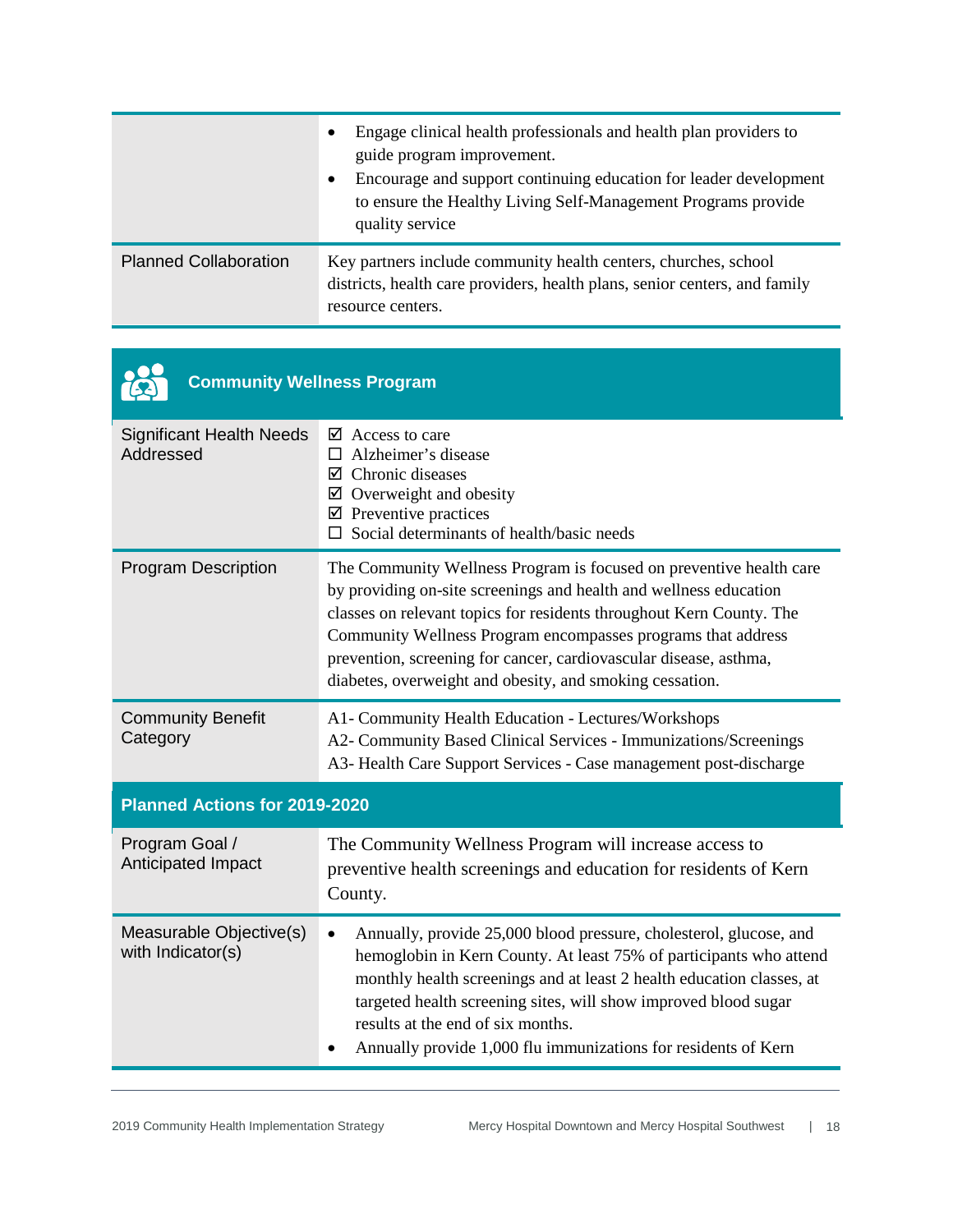| | |
|---|---|
| | • Engage clinical health professionals and health plan providers to guide program improvement.<br>• Encourage and support continuing education for leader development to ensure the Healthy Living Self-Management Programs provide quality service |
| Planned Collaboration | Key partners include community health centers, churches, school districts, health care providers, health plans, senior centers, and family resource centers. |

## Community Wellness Program

| | |
|---|---|
| Significant Health Needs Addressed | ☑ Access to care<br>☐ Alzheimer's disease<br>☑ Chronic diseases<br>☑ Overweight and obesity<br>☑ Preventive practices<br>☐ Social determinants of health/basic needs |
| Program Description | The Community Wellness Program is focused on preventive health care by providing on-site screenings and health and wellness education classes on relevant topics for residents throughout Kern County. The Community Wellness Program encompasses programs that address prevention, screening for cancer, cardiovascular disease, asthma, diabetes, overweight and obesity, and smoking cessation. |
| Community Benefit Category | A1- Community Health Education - Lectures/Workshops<br>A2- Community Based Clinical Services - Immunizations/Screenings<br>A3- Health Care Support Services - Case management post-discharge |
| **Planned Actions for 2019-2020** | |
| Program Goal / Anticipated Impact | The Community Wellness Program will increase access to preventive health screenings and education for residents of Kern County. |
| Measurable Objective(s) with Indicator(s) | • Annually, provide 25,000 blood pressure, cholesterol, glucose, and hemoglobin in Kern County. At least 75% of participants who attend monthly health screenings and at least 2 health education classes, at targeted health screening sites, will show improved blood sugar results at the end of six months.<br>• Annually provide 1,000 flu immunizations for residents of Kern |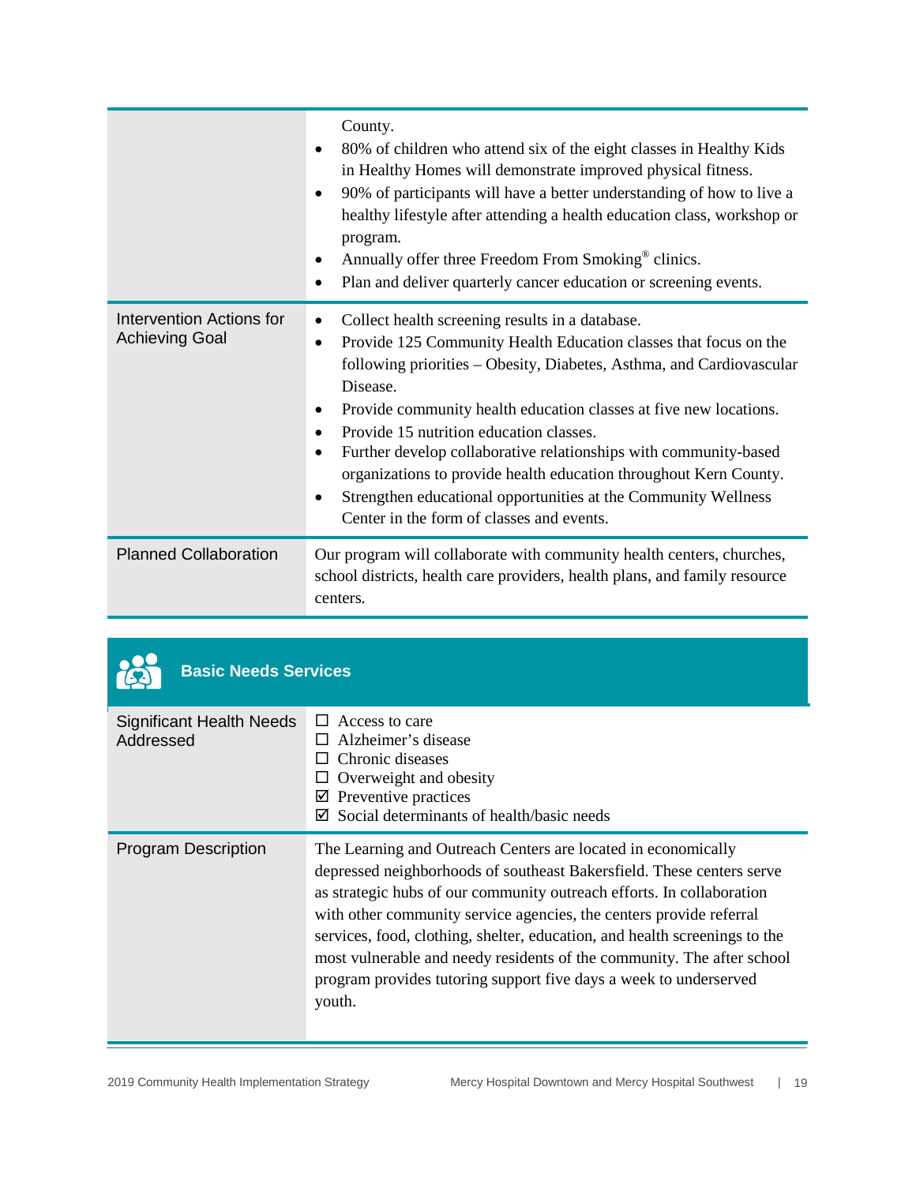| | |
|---|---|
| | County.<br>• 80% of children who attend six of the eight classes in Healthy Kids in Healthy Homes will demonstrate improved physical fitness.<br>• 90% of participants will have a better understanding of how to live a healthy lifestyle after attending a health education class, workshop or program.<br>• Annually offer three Freedom From Smoking® clinics.<br>• Plan and deliver quarterly cancer education or screening events. |
| Intervention Actions for Achieving Goal | • Collect health screening results in a database.<br>• Provide 125 Community Health Education classes that focus on the following priorities – Obesity, Diabetes, Asthma, and Cardiovascular Disease.<br>• Provide community health education classes at five new locations.<br>• Provide 15 nutrition education classes.<br>• Further develop collaborative relationships with community-based organizations to provide health education throughout Kern County.<br>• Strengthen educational opportunities at the Community Wellness Center in the form of classes and events. |
| Planned Collaboration | Our program will collaborate with community health centers, churches, school districts, health care providers, health plans, and family resource centers. |

## Basic Needs Services

| | |
|---|---|
| Significant Health Needs Addressed | ☐ Access to care<br>☐ Alzheimer's disease<br>☐ Chronic diseases<br>☐ Overweight and obesity<br>☑ Preventive practices<br>☑ Social determinants of health/basic needs |
| Program Description | The Learning and Outreach Centers are located in economically depressed neighborhoods of southeast Bakersfield. These centers serve as strategic hubs of our community outreach efforts. In collaboration with other community service agencies, the centers provide referral services, food, clothing, shelter, education, and health screenings to the most vulnerable and needy residents of the community. The after school program provides tutoring support five days a week to underserved youth. |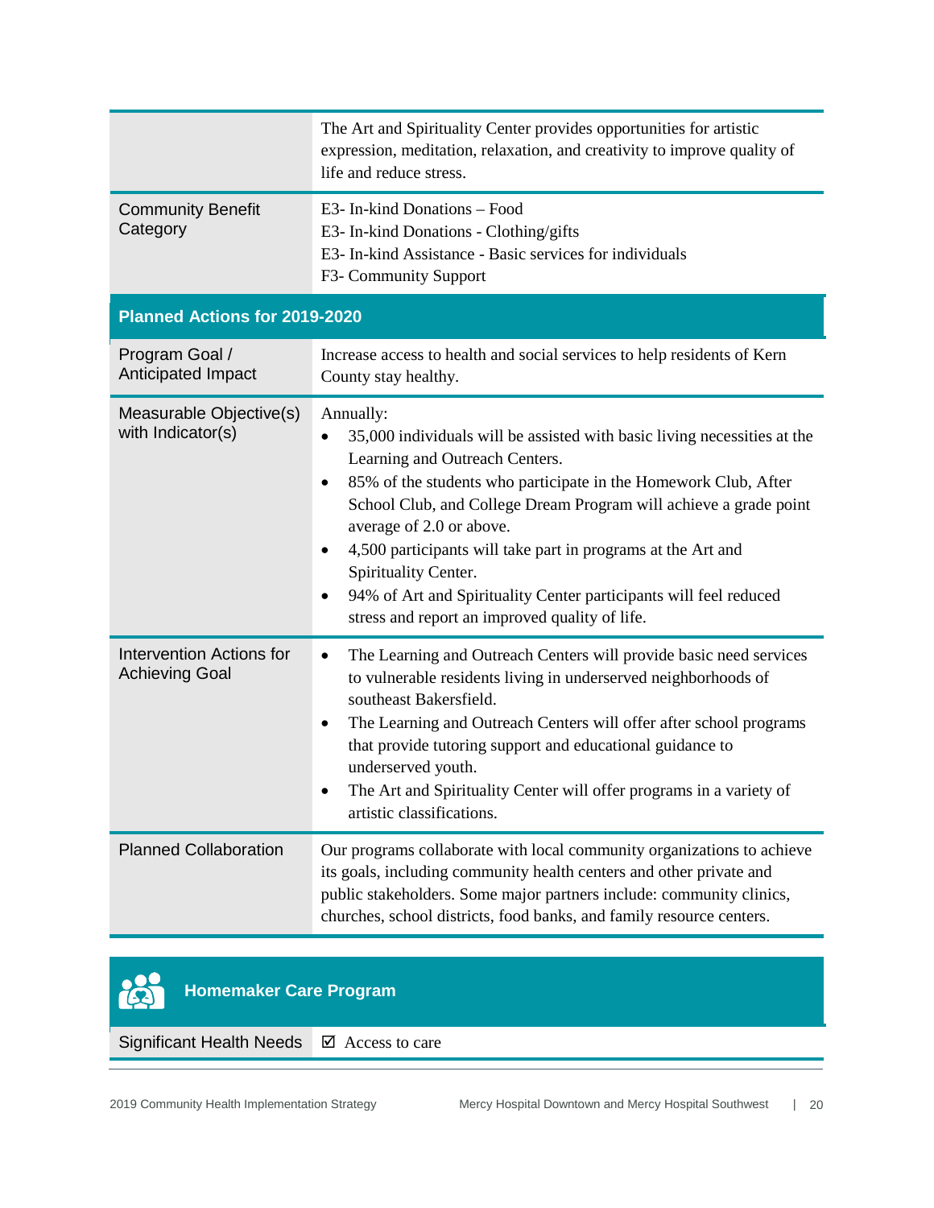| | |
|---|---|
| | The Art and Spirituality Center provides opportunities for artistic expression, meditation, relaxation, and creativity to improve quality of life and reduce stress. |
| Community Benefit Category | E3- In-kind Donations – Food<br>E3- In-kind Donations - Clothing/gifts<br>E3- In-kind Assistance - Basic services for individuals<br>F3- Community Support |

**Planned Actions for 2019-2020**

| | |
|---|---|
| Program Goal / Anticipated Impact | Increase access to health and social services to help residents of Kern County stay healthy. |
| Measurable Objective(s) with Indicator(s) | Annually:<br>• 35,000 individuals will be assisted with basic living necessities at the Learning and Outreach Centers.<br>• 85% of the students who participate in the Homework Club, After School Club, and College Dream Program will achieve a grade point average of 2.0 or above.<br>• 4,500 participants will take part in programs at the Art and Spirituality Center.<br>• 94% of Art and Spirituality Center participants will feel reduced stress and report an improved quality of life. |
| Intervention Actions for Achieving Goal | • The Learning and Outreach Centers will provide basic need services to vulnerable residents living in underserved neighborhoods of southeast Bakersfield.<br>• The Learning and Outreach Centers will offer after school programs that provide tutoring support and educational guidance to underserved youth.<br>• The Art and Spirituality Center will offer programs in a variety of artistic classifications. |
| Planned Collaboration | Our programs collaborate with local community organizations to achieve its goals, including community health centers and other private and public stakeholders. Some major partners include: community clinics, churches, school districts, food banks, and family resource centers. |

## Homemaker Care Program

| | |
|---|---|
| Significant Health Needs | ☑ Access to care |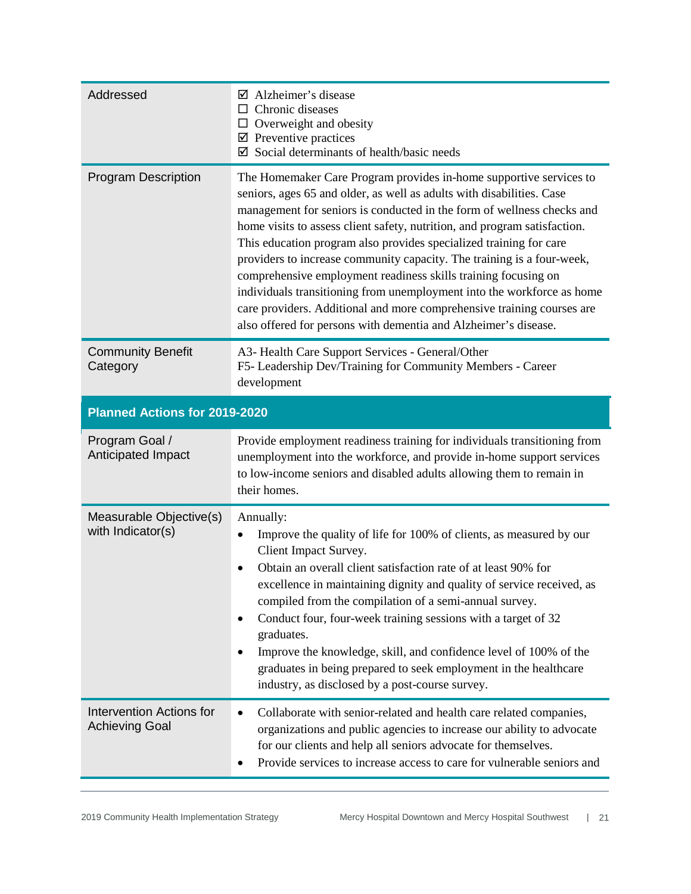| Addressed | ☑ Alzheimer's disease<br>☐ Chronic diseases<br>☐ Overweight and obesity<br>☑ Preventive practices<br>☑ Social determinants of health/basic needs |
|---|---|
| Program Description | The Homemaker Care Program provides in-home supportive services to seniors, ages 65 and older, as well as adults with disabilities. Case management for seniors is conducted in the form of wellness checks and home visits to assess client safety, nutrition, and program satisfaction. This education program also provides specialized training for care providers to increase community capacity. The training is a four-week, comprehensive employment readiness skills training focusing on individuals transitioning from unemployment into the workforce as home care providers. Additional and more comprehensive training courses are also offered for persons with dementia and Alzheimer's disease. |
| Community Benefit Category | A3- Health Care Support Services - General/Other<br>F5- Leadership Dev/Training for Community Members - Career development |
| **Planned Actions for 2019-2020** | |
| Program Goal / Anticipated Impact | Provide employment readiness training for individuals transitioning from unemployment into the workforce, and provide in-home support services to low-income seniors and disabled adults allowing them to remain in their homes. |
| Measurable Objective(s) with Indicator(s) | Annually:<br>• Improve the quality of life for 100% of clients, as measured by our Client Impact Survey.<br>• Obtain an overall client satisfaction rate of at least 90% for excellence in maintaining dignity and quality of service received, as compiled from the compilation of a semi-annual survey.<br>• Conduct four, four-week training sessions with a target of 32 graduates.<br>• Improve the knowledge, skill, and confidence level of 100% of the graduates in being prepared to seek employment in the healthcare industry, as disclosed by a post-course survey. |
| Intervention Actions for Achieving Goal | • Collaborate with senior-related and health care related companies, organizations and public agencies to increase our ability to advocate for our clients and help all seniors advocate for themselves.<br>• Provide services to increase access to care for vulnerable seniors and |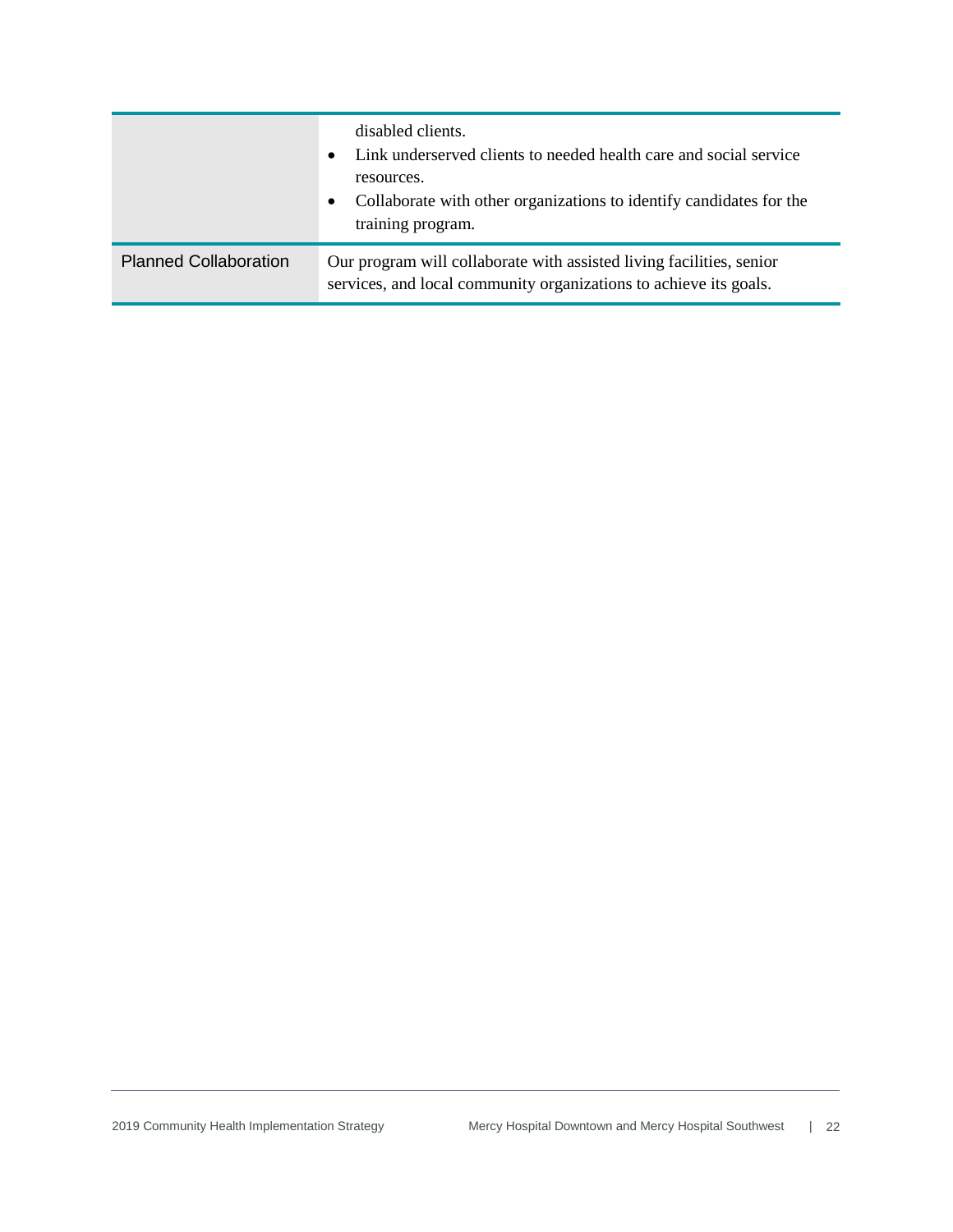| | |
|---|---|
| | disabled clients.<br>• Link underserved clients to needed health care and social service resources.<br>• Collaborate with other organizations to identify candidates for the training program. |
| Planned Collaboration | Our program will collaborate with assisted living facilities, senior services, and local community organizations to achieve its goals. |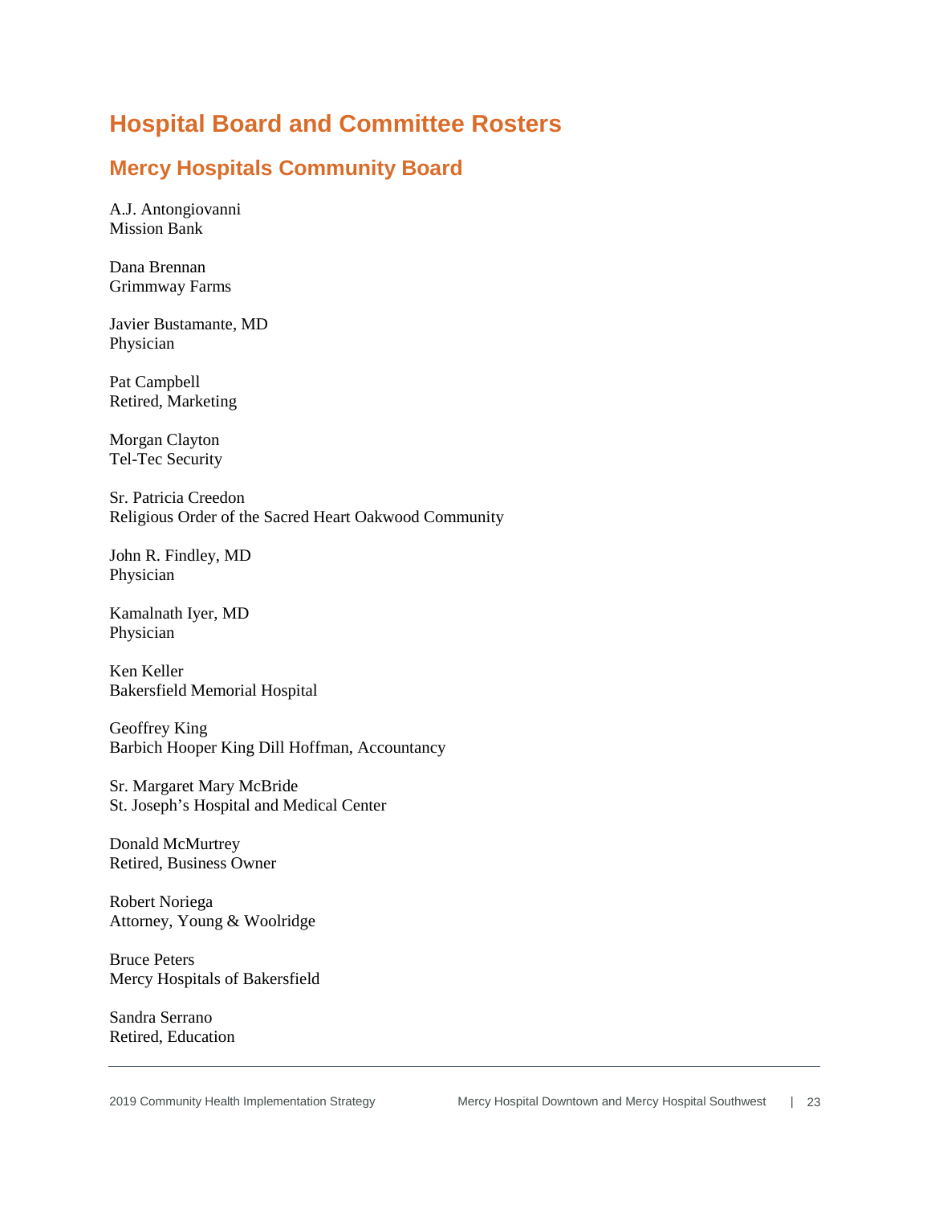# Hospital Board and Committee Rosters

## Mercy Hospitals Community Board

A.J. Antongiovanni
Mission Bank

Dana Brennan
Grimmway Farms

Javier Bustamante, MD
Physician

Pat Campbell
Retired, Marketing

Morgan Clayton
Tel-Tec Security

Sr. Patricia Creedon
Religious Order of the Sacred Heart Oakwood Community

John R. Findley, MD
Physician

Kamalnath Iyer, MD
Physician

Ken Keller
Bakersfield Memorial Hospital

Geoffrey King
Barbich Hooper King Dill Hoffman, Accountancy

Sr. Margaret Mary McBride
St. Joseph's Hospital and Medical Center

Donald McMurtrey
Retired, Business Owner

Robert Noriega
Attorney, Young & Woolridge

Bruce Peters
Mercy Hospitals of Bakersfield

Sandra Serrano
Retired, Education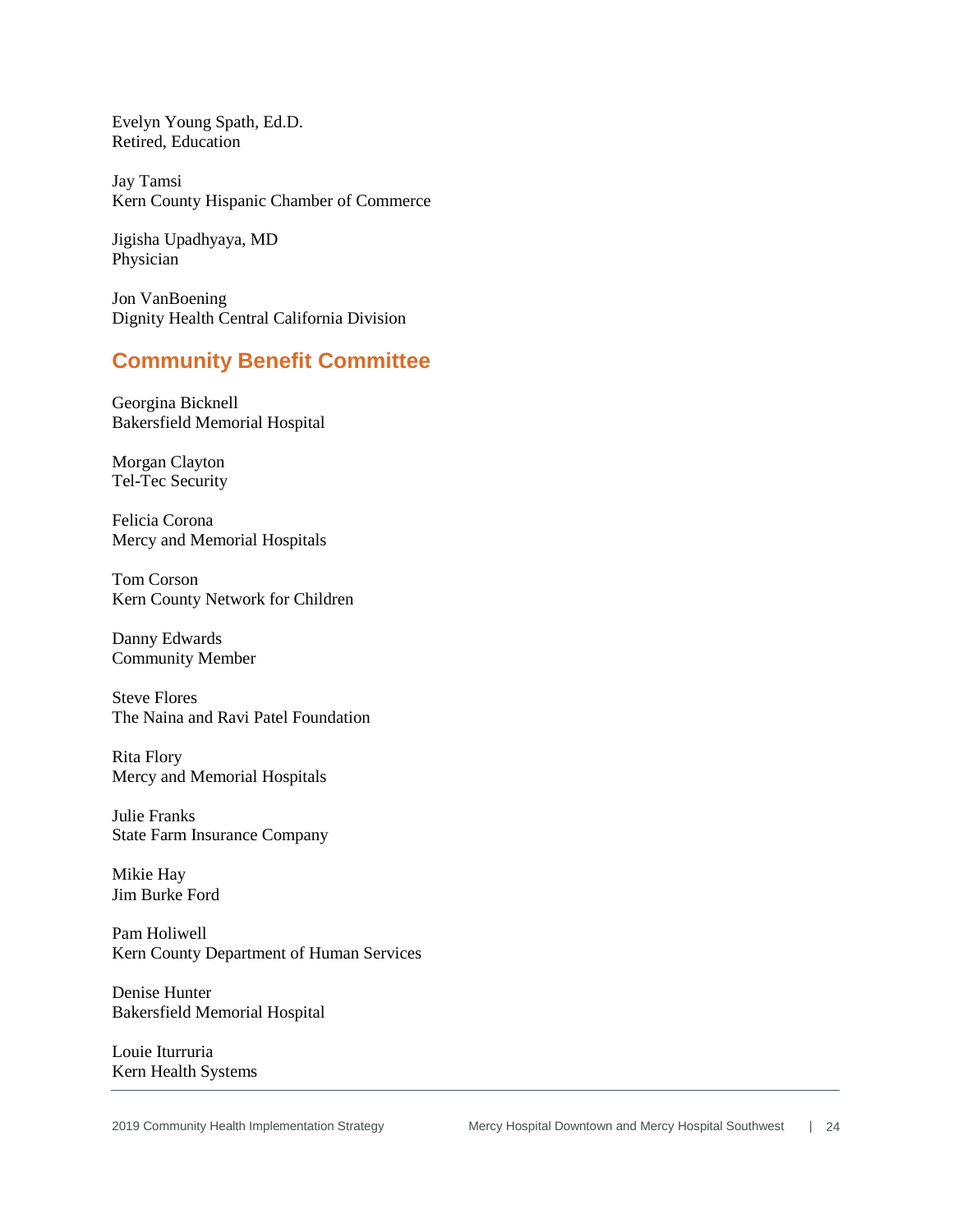Evelyn Young Spath, Ed.D.
Retired, Education

Jay Tamsi
Kern County Hispanic Chamber of Commerce

Jigisha Upadhyaya, MD
Physician

Jon VanBoening
Dignity Health Central California Division

## Community Benefit Committee

Georgina Bicknell
Bakersfield Memorial Hospital

Morgan Clayton
Tel-Tec Security

Felicia Corona
Mercy and Memorial Hospitals

Tom Corson
Kern County Network for Children

Danny Edwards
Community Member

Steve Flores
The Naina and Ravi Patel Foundation

Rita Flory
Mercy and Memorial Hospitals

Julie Franks
State Farm Insurance Company

Mikie Hay
Jim Burke Ford

Pam Holiwell
Kern County Department of Human Services

Denise Hunter
Bakersfield Memorial Hospital

Louie Iturruria
Kern Health Systems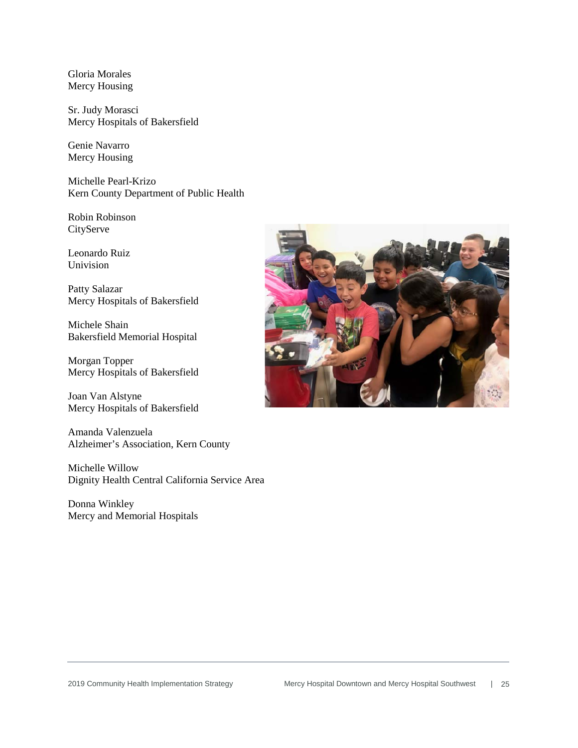Gloria Morales
Mercy Housing

Sr. Judy Morasci
Mercy Hospitals of Bakersfield

Genie Navarro
Mercy Housing

Michelle Pearl-Krizo
Kern County Department of Public Health

Robin Robinson
CityServe

Leonardo Ruiz
Univision

Patty Salazar
Mercy Hospitals of Bakersfield

Michele Shain
Bakersfield Memorial Hospital

Morgan Topper
Mercy Hospitals of Bakersfield

Joan Van Alstyne
Mercy Hospitals of Bakersfield

Amanda Valenzuela
Alzheimer's Association, Kern County

Michelle Willow
Dignity Health Central California Service Area

Donna Winkley
Mercy and Memorial Hospitals